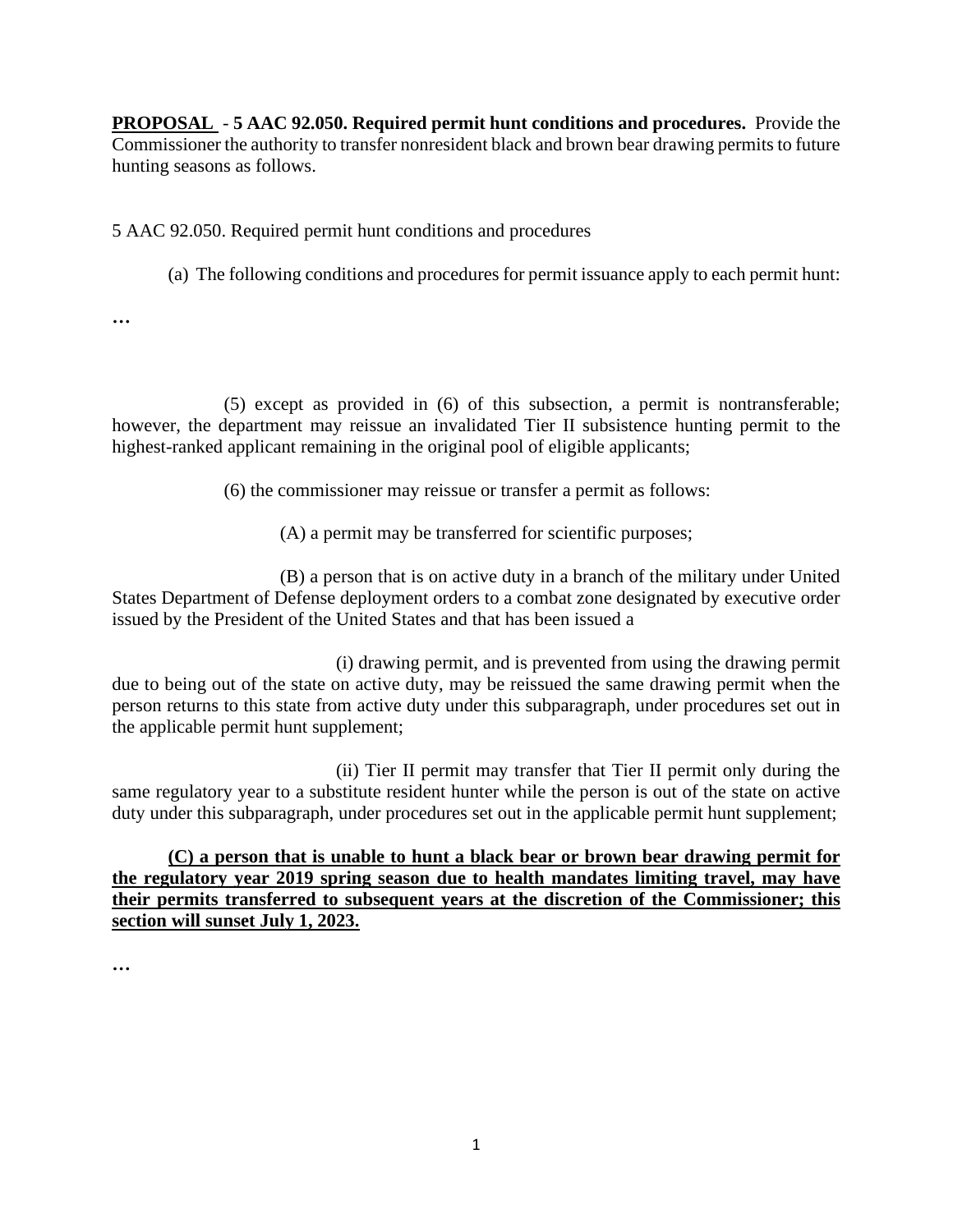**<u>PROPOSAL</u>** **- 5 AAC 92.050. Required permit hunt conditions and procedures.** Provide the Commissioner the authority to transfer nonresident black and brown bear drawing permits to future hunting seasons as follows.

5 AAC 92.050. Required permit hunt conditions and procedures

(a) The following conditions and procedures for permit issuance apply to each permit hunt:

…

(5) except as provided in (6) of this subsection, a permit is nontransferable; however, the department may reissue an invalidated Tier II subsistence hunting permit to the highest-ranked applicant remaining in the original pool of eligible applicants;

(6) the commissioner may reissue or transfer a permit as follows:

(A) a permit may be transferred for scientific purposes;

(B) a person that is on active duty in a branch of the military under United States Department of Defense deployment orders to a combat zone designated by executive order issued by the President of the United States and that has been issued a

(i) drawing permit, and is prevented from using the drawing permit due to being out of the state on active duty, may be reissued the same drawing permit when the person returns to this state from active duty under this subparagraph, under procedures set out in the applicable permit hunt supplement;

(ii) Tier II permit may transfer that Tier II permit only during the same regulatory year to a substitute resident hunter while the person is out of the state on active duty under this subparagraph, under procedures set out in the applicable permit hunt supplement;

**<u>(C) a person that is unable to hunt a black bear or brown bear drawing permit for the regulatory year 2019 spring season due to health mandates limiting travel, may have their permits transferred to subsequent years at the discretion of the Commissioner; this section will sunset July 1, 2023.</u>**

…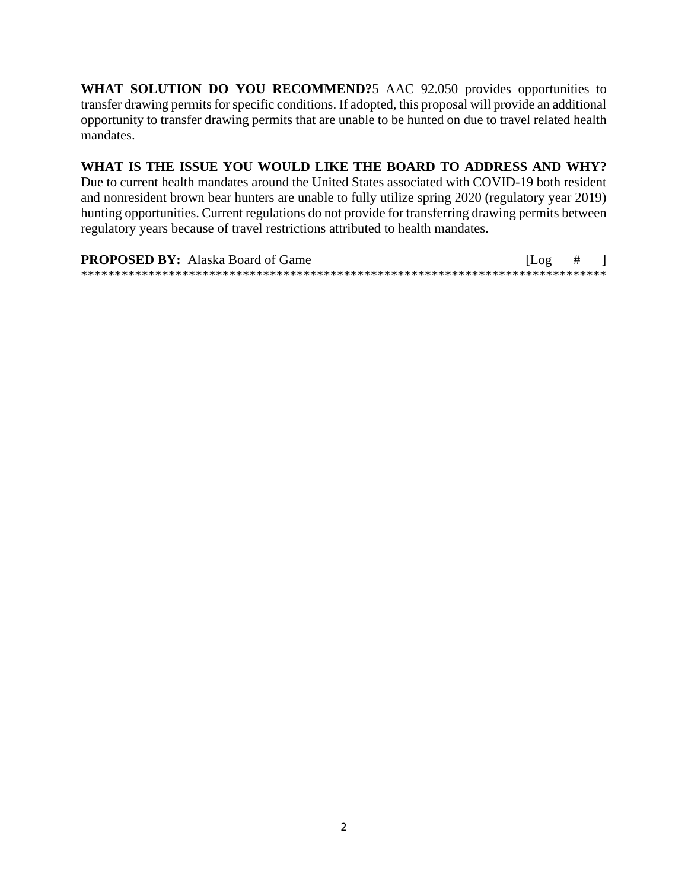**WHAT SOLUTION DO YOU RECOMMEND?**5 AAC 92.050 provides opportunities to transfer drawing permits for specific conditions. If adopted, this proposal will provide an additional opportunity to transfer drawing permits that are unable to be hunted on due to travel related health mandates.

**WHAT IS THE ISSUE YOU WOULD LIKE THE BOARD TO ADDRESS AND WHY?** Due to current health mandates around the United States associated with COVID-19 both resident and nonresident brown bear hunters are unable to fully utilize spring 2020 (regulatory year 2019) hunting opportunities. Current regulations do not provide for transferring drawing permits between regulatory years because of travel restrictions attributed to health mandates.

**PROPOSED BY:** Alaska Board of Game [Log # ]

******************************************************************************